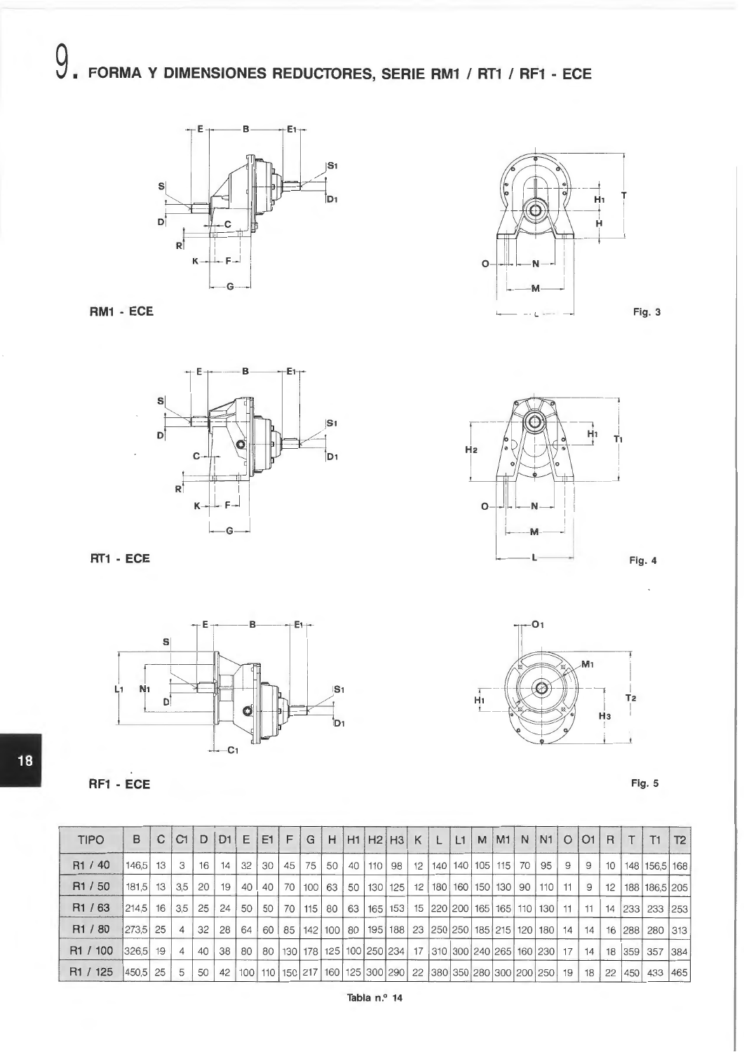# 9. FORMA Y DIMENSIONES REDUCTORES, SERIE RM1 / RT1 / RF1 - ECE

RM1 - ECE

Fig. 3

RT1 - ECE

Fig. 4

RF1 - ECE

Fig. 5

| TIPO | B | C | C1 | D | D1 | E | E1 | F | G | H | H1 | H2 | H3 | K | L | L1 | M | M1 | N | N1 | O | O1 | R | T | T1 | T2 |
|---|---|---|---|---|---|---|---|---|---|---|---|---|---|---|---|---|---|---|---|---|---|---|---|---|---|---|
| R1 / 40 | 146,5 | 13 | 3 | 16 | 14 | 32 | 30 | 45 | 75 | 50 | 40 | 110 | 98 | 12 | 140 | 140 | 105 | 115 | 70 | 95 | 9 | 9 | 10 | 148 | 156,5 | 168 |
| R1 / 50 | 181,5 | 13 | 3,5 | 20 | 19 | 40 | 40 | 70 | 100 | 63 | 50 | 130 | 125 | 12 | 180 | 160 | 150 | 130 | 90 | 110 | 11 | 9 | 12 | 188 | 186,5 | 205 |
| R1 / 63 | 214,5 | 16 | 3,5 | 25 | 24 | 50 | 50 | 70 | 115 | 80 | 63 | 165 | 153 | 15 | 220 | 200 | 165 | 165 | 110 | 130 | 11 | 11 | 14 | 233 | 233 | 253 |
| R1 / 80 | 273,5 | 25 | 4 | 32 | 28 | 64 | 60 | 85 | 142 | 100 | 80 | 195 | 188 | 23 | 250 | 250 | 185 | 215 | 120 | 180 | 14 | 14 | 16 | 288 | 280 | 313 |
| R1 / 100 | 326,5 | 19 | 4 | 40 | 38 | 80 | 80 | 130 | 178 | 125 | 100 | 250 | 234 | 17 | 310 | 300 | 240 | 265 | 160 | 230 | 17 | 14 | 18 | 359 | 357 | 384 |
| R1 / 125 | 450,5 | 25 | 5 | 50 | 42 | 100 | 110 | 150 | 217 | 160 | 125 | 300 | 290 | 22 | 380 | 350 | 280 | 300 | 200 | 250 | 19 | 18 | 22 | 450 | 433 | 465 |

Tabla n.º 14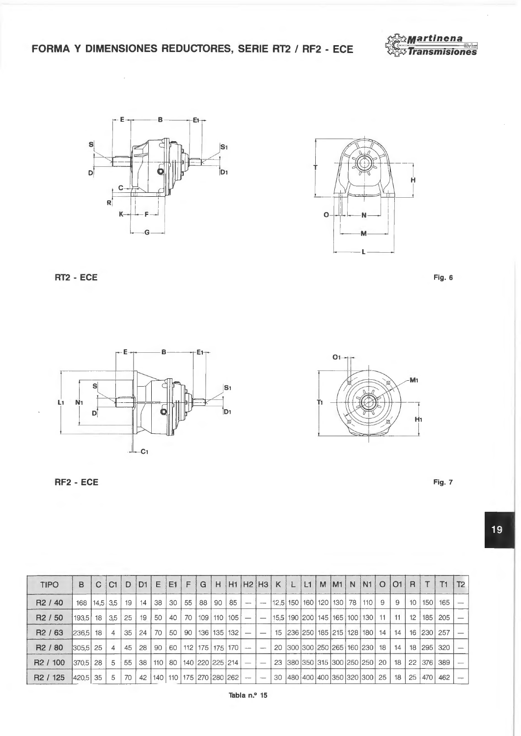# FORMA Y DIMENSIONES REDUCTORES, SERIE RT2 / RF2 - ECE

RT2 - ECE

Fig. 6

RF2 - ECE

Fig. 7

| TIPO | B | C | C1 | D | D1 | E | E1 | F | G | H | H1 | H2 | H3 | K | L | L1 | M | M1 | N | N1 | O | O1 | R | T | T1 | T2 |
|---|---|---|---|---|---|---|---|---|---|---|---|---|---|---|---|---|---|---|---|---|---|---|---|---|---|---|
| R2 / 40 | 168 | 14,5 | 3,5 | 19 | 14 | 38 | 30 | 55 | 88 | 90 | 85 | — | — | 12,5 | 150 | 160 | 120 | 130 | 78 | 110 | 9 | 9 | 10 | 150 | 165 | — |
| R2 / 50 | 193,5 | 18 | 3,5 | 25 | 19 | 50 | 40 | 70 | 109 | 110 | 105 | — | — | 15,5 | 190 | 200 | 145 | 165 | 100 | 130 | 11 | 11 | 12 | 185 | 205 | — |
| R2 / 63 | 236,5 | 18 | 4 | 35 | 24 | 70 | 50 | 90 | 136 | 135 | 132 | — | — | 15 | 236 | 250 | 185 | 215 | 128 | 180 | 14 | 14 | 16 | 230 | 257 | — |
| R2 / 80 | 305,5 | 25 | 4 | 45 | 28 | 90 | 60 | 112 | 175 | 175 | 170 | — | — | 20 | 300 | 300 | 250 | 265 | 160 | 230 | 18 | 14 | 18 | 295 | 320 | — |
| R2 / 100 | 370,5 | 28 | 5 | 55 | 38 | 110 | 80 | 140 | 220 | 225 | 214 | — | — | 23 | 380 | 350 | 315 | 300 | 250 | 250 | 20 | 18 | 22 | 376 | 389 | — |
| R2 / 125 | 420,5 | 35 | 5 | 70 | 42 | 140 | 110 | 175 | 270 | 280 | 262 | — | — | 30 | 480 | 400 | 400 | 350 | 320 | 300 | 25 | 18 | 25 | 470 | 462 | — |

Tabla n.º 15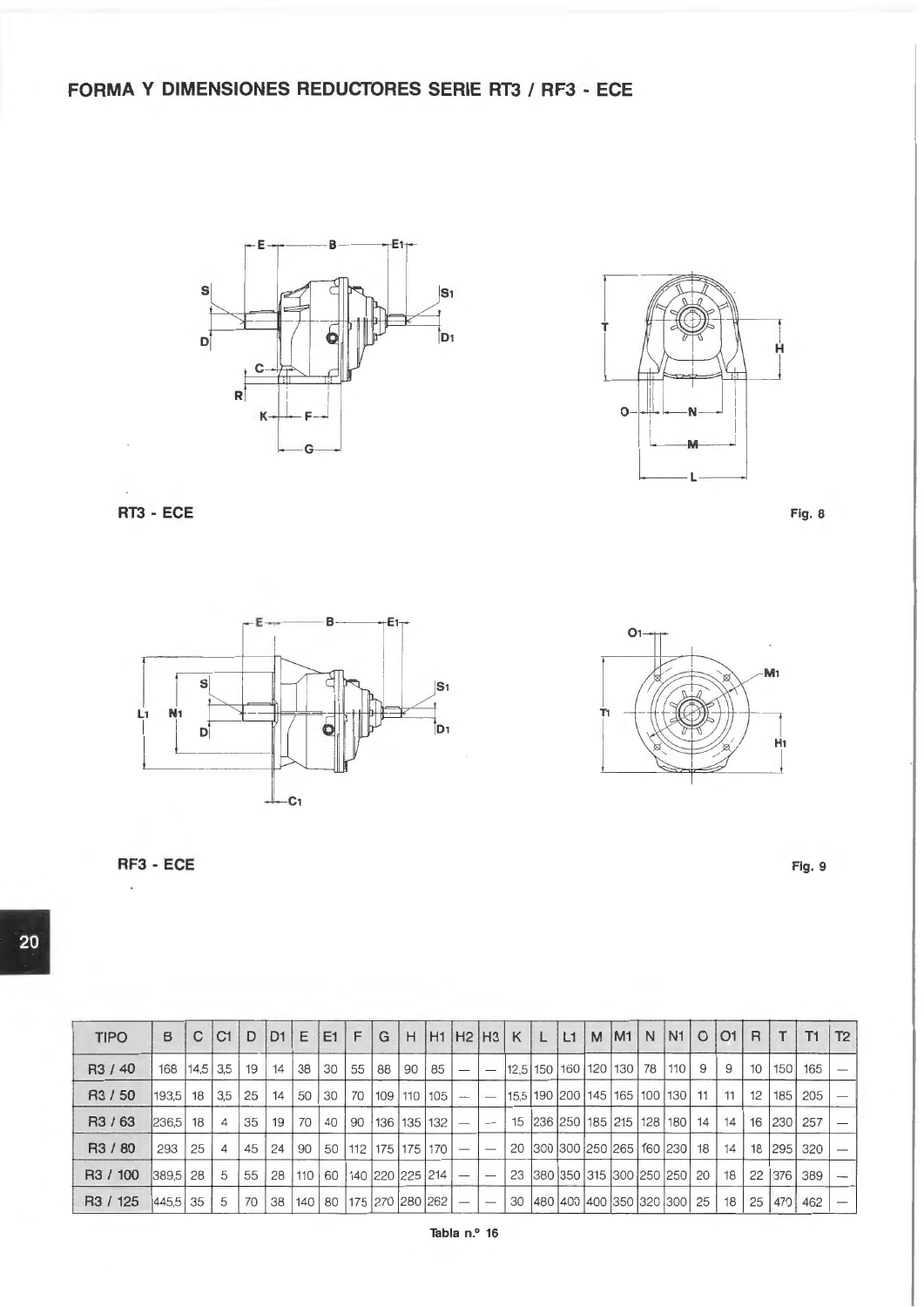# FORMA Y DIMENSIONES REDUCTORES SERIE RT3 / RF3 - ECE

RT3 - ECE

Fig. 8

RF3 - ECE

Fig. 9

| TIPO | B | C | C1 | D | D1 | E | E1 | F | G | H | H1 | H2 | H3 | K | L | L1 | M | M1 | N | N1 | O | O1 | R | T | T1 | T2 |
|---|---|---|---|---|---|---|---|---|---|---|---|---|---|---|---|---|---|---|---|---|---|---|---|---|---|---|
| R3 / 40 | 168 | 14,5 | 3,5 | 19 | 14 | 38 | 30 | 55 | 88 | 90 | 85 | — | — | 12,5 | 150 | 160 | 120 | 130 | 78 | 110 | 9 | 9 | 10 | 150 | 165 | — |
| R3 / 50 | 193,5 | 18 | 3,5 | 25 | 14 | 50 | 30 | 70 | 109 | 110 | 105 | — | — | 15,5 | 190 | 200 | 145 | 165 | 100 | 130 | 11 | 11 | 12 | 185 | 205 | — |
| R3 / 63 | 236,5 | 18 | 4 | 35 | 19 | 70 | 40 | 90 | 136 | 135 | 132 | — | — | 15 | 236 | 250 | 185 | 215 | 128 | 180 | 14 | 14 | 16 | 230 | 257 | — |
| R3 / 80 | 293 | 25 | 4 | 45 | 24 | 90 | 50 | 112 | 175 | 175 | 170 | — | — | 20 | 300 | 300 | 250 | 265 | 160 | 230 | 18 | 14 | 18 | 295 | 320 | — |
| R3 / 100 | 389,5 | 28 | 5 | 55 | 28 | 110 | 60 | 140 | 220 | 225 | 214 | — | — | 23 | 380 | 350 | 315 | 300 | 250 | 250 | 20 | 18 | 22 | 376 | 389 | — |
| R3 / 125 | 445,5 | 35 | 5 | 70 | 38 | 140 | 80 | 175 | 270 | 280 | 262 | — | — | 30 | 480 | 400 | 400 | 350 | 320 | 300 | 25 | 18 | 25 | 470 | 462 | — |

Tabla n.º 16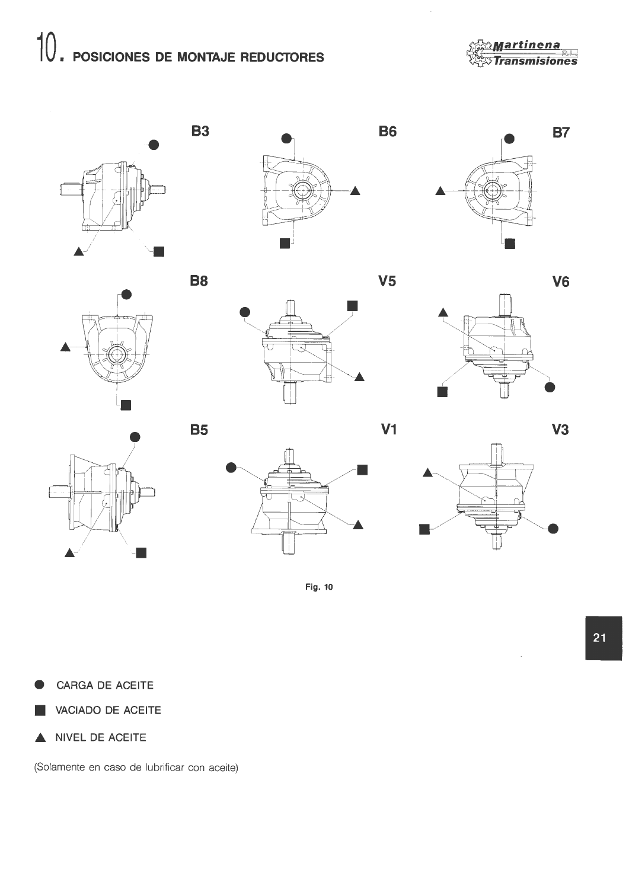# 10. POSICIONES DE MONTAJE REDUCTORES

B3 B6 B7

B8 V5 V6

B5 V1 V3

Fig. 10

● CARGA DE ACEITE

■ VACIADO DE ACEITE

▲ NIVEL DE ACEITE

(Solamente en caso de lubrificar con aceite)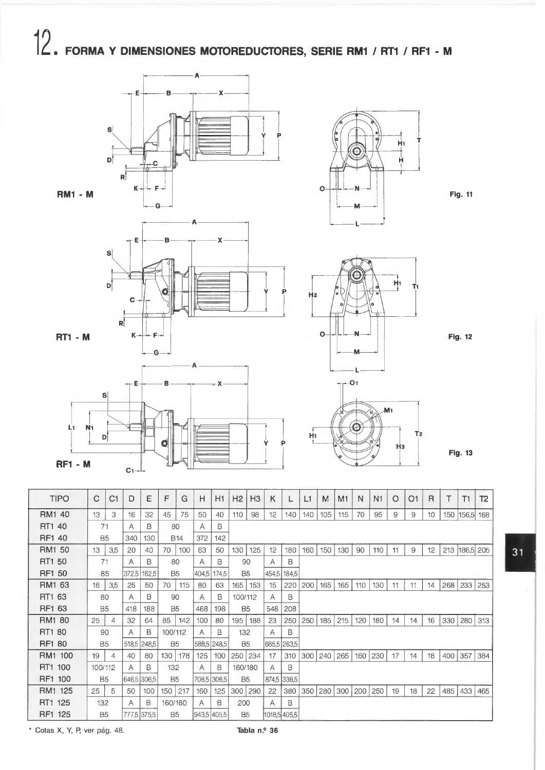# 12. FORMA Y DIMENSIONES MOTOREDUCTORES, SERIE RM1 / RT1 / RF1 - M

RM1 - M

Fig. 11

RT1 - M

Fig. 12

RF1 - M

Fig. 13

| TIPO | C | C1 | D | E | F | G | H | H1 | H2 | H3 | K | L | L1 | M | M1 | N | N1 | O | O1 | R | T | T1 | T2 |
|---|---|---|---|---|---|---|---|---|---|---|---|---|---|---|---|---|---|---|---|---|---|---|---|
| RM1 40 | 13 | 3 | 16 | 32 | 45 | 75 | 50 | 40 | 110 | 98 | 12 | 140 | 140 | 105 | 115 | 70 | 95 | 9 | 9 | 10 | 150 | 156,5 | 168 |
| RT1 40 | 71 | | A | B | 80 | | A | B | | | | | | | | | | | | | | | |
| RF1 40 | B5 | | 340 | 130 | B14 | | 372 | 142 | | | | | | | | | | | | | | | |
| RM1 50 | 13 | 3,5 | 20 | 40 | 70 | 100 | 63 | 50 | 130 | 125 | 12 | 180 | 160 | 150 | 130 | 90 | 110 | 11 | 9 | 12 | 213 | 186,5 | 205 |
| RT1 50 | 71 | | A | B | 80 | | A | B | 90 | | A | B | | | | | | | | | | | |
| RF1 50 | 85 | | 372,5 | 162,5 | B5 | | 404,5 | 174,5 | B5 | | 454,5 | 184,5 | | | | | | | | | | | |
| RM1 63 | 16 | 3,5 | 25 | 50 | 70 | 115 | 80 | 63 | 165 | 153 | 15 | 220 | 200 | 165 | 165 | 110 | 130 | 11 | 11 | 14 | 268 | 233 | 253 |
| RT1 63 | 80 | | A | B | 90 | | A | B | 100/112 | | A | B | | | | | | | | | | | |
| RF1 63 | B5 | | 418 | 188 | B5 | | 468 | 198 | B5 | | 548 | 208 | | | | | | | | | | | |
| RM1 80 | 25 | 4 | 32 | 64 | 85 | 142 | 100 | 80 | 195 | 188 | 23 | 250 | 250 | 185 | 215 | 120 | 180 | 14 | 14 | 16 | 330 | 280 | 313 |
| RT1 80 | 90 | | A | B | 100/112 | | A | B | 132 | | A | B | | | | | | | | | | | |
| RF1 80 | B5 | | 518,5 | 248,5 | B5 | | 588,5 | 248,5 | B5 | | 665,5 | 263,5 | | | | | | | | | | | |
| RM1 100 | 19 | 4 | 40 | 80 | 130 | 178 | 125 | 100 | 250 | 234 | 17 | 310 | 300 | 240 | 265 | 160 | 230 | 17 | 14 | 18 | 400 | 357 | 384 |
| RT1 100 | 100/112 | | A | B | 132 | | A | B | 160/180 | | A | B | | | | | | | | | | | |
| RF1 100 | B5 | | 646,5 | 306,5 | B5 | | 708,5 | 306,5 | B5 | | 874,5 | 336,5 | | | | | | | | | | | |
| RM1 125 | 25 | 5 | 50 | 100 | 150 | 217 | 160 | 125 | 300 | 290 | 22 | 380 | 350 | 280 | 300 | 200 | 250 | 19 | 18 | 22 | 485 | 433 | 465 |
| RT1 125 | 132 | | A | B | 160/180 | | A | B | 200 | | A | B | | | | | | | | | | | |
| RF1 125 | B5 | | 777,5 | 375,5 | B5 | | 943,5 | 405,5 | B5 | | 1018,5 | 405,5 | | | | | | | | | | | |

* Cotas X, Y, P, ver pág. 48.

**Tabla n.º 36**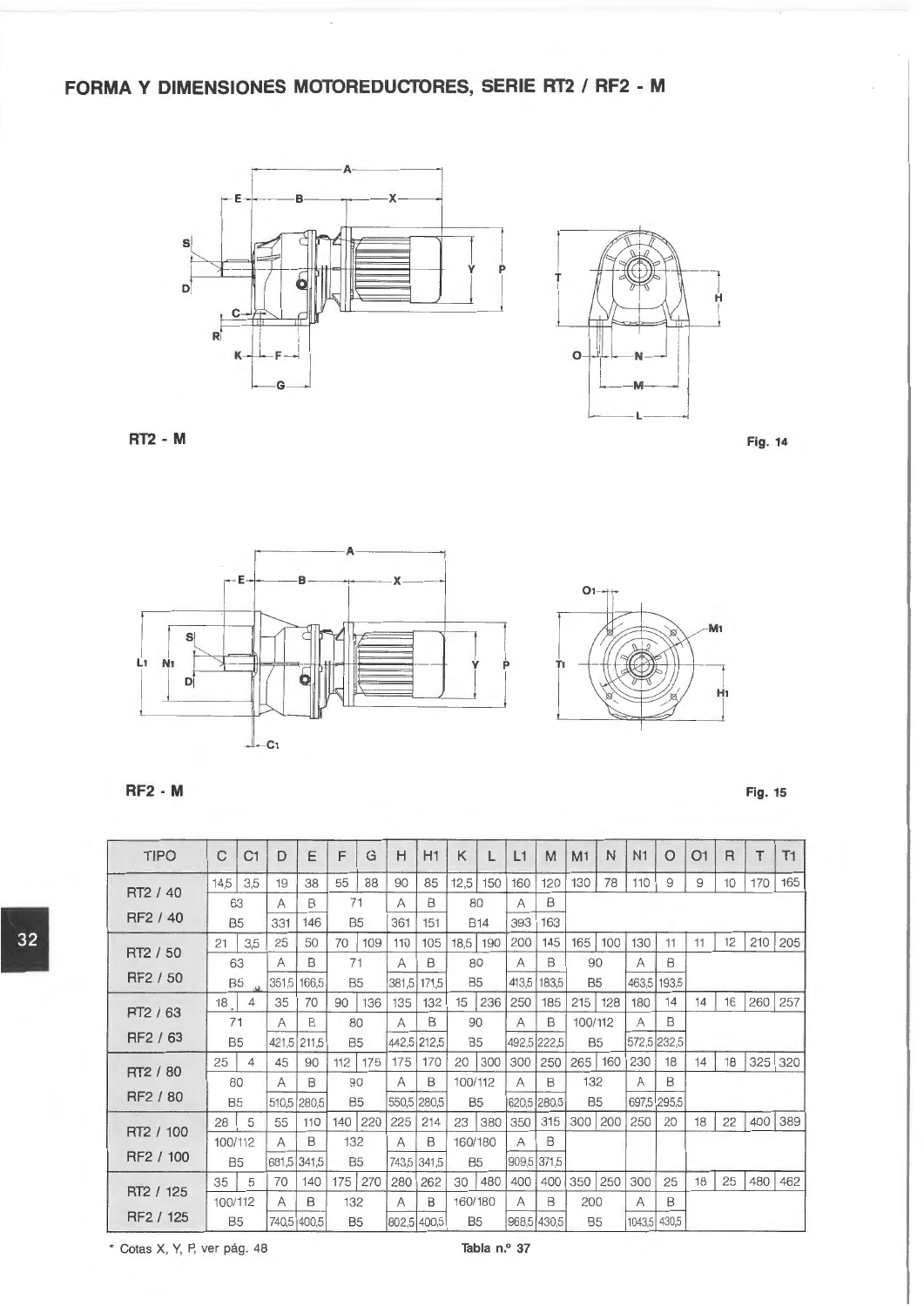# FORMA Y DIMENSIONES MOTOREDUCTORES, SERIE RT2 / RF2 - M

RT2 - M

Fig. 14

RF2 - M

Fig. 15

| TIPO | C | C1 | D | E | F | G | H | H1 | K | L | L1 | M | M1 | N | N1 | O | O1 | R | T | T1 |
|---|---|---|---|---|---|---|---|---|---|---|---|---|---|---|---|---|---|---|---|---|
| RT2 / 40 | 14,5 | 3,5 | 19 | 38 | 55 | 88 | 90 | 85 | 12,5 | 150 | 160 | 120 | 130 | 78 | 110 | 9 | 9 | 10 | 170 | 165 |
| | 63 | | A | B | 71 | | A | B | 80 | | A | B | | | | | | | | |
| RF2 / 40 | B5 | | 331 | 146 | B5 | | 361 | 151 | B14 | | 393 | 163 | | | | | | | | |
| RT2 / 50 | 21 | 3,5 | 25 | 50 | 70 | 109 | 110 | 105 | 18,5 | 190 | 200 | 145 | 165 | 100 | 130 | 11 | 11 | 12 | 210 | 205 |
| | 63 | | A | B | 71 | | A | B | 80 | | A | B | 90 | | A | B | | | | |
| RF2 / 50 | B5 | | 351,5 | 166,5 | B5 | | 381,5 | 171,5 | B5 | | 413,5 | 183,5 | B5 | | 463,5 | 193,5 | | | | |
| RT2 / 63 | 18 | 4 | 35 | 70 | 90 | 136 | 135 | 132 | 15 | 236 | 250 | 185 | 215 | 128 | 180 | 14 | 14 | 16 | 260 | 257 |
| | 71 | | A | B | 80 | | A | B | 90 | | A | B | 100/112 | | A | B | | | | |
| RF2 / 63 | B5 | | 421,5 | 211,5 | B5 | | 442,5 | 212,5 | B5 | | 492,5 | 222,5 | B5 | | 572,5 | 232,5 | | | | |
| RT2 / 80 | 25 | 4 | 45 | 90 | 112 | 175 | 175 | 170 | 20 | 300 | 300 | 250 | 265 | 160 | 230 | 18 | 14 | 18 | 325 | 320 |
| | 80 | | A | B | 90 | | A | B | 100/112 | | A | B | 132 | | A | B | | | | |
| RF2 / 80 | B5 | | 510,5 | 280,5 | B5 | | 550,5 | 280,5 | B5 | | 620,5 | 280,5 | B5 | | 697,5 | 295,5 | | | | |
| RT2 / 100 | 28 | 5 | 55 | 110 | 140 | 220 | 225 | 214 | 23 | 380 | 350 | 315 | 300 | 200 | 250 | 20 | 18 | 22 | 400 | 389 |
| | 100/112 | | A | B | 132 | | A | B | 160/180 | | A | B | | | | | | | | |
| RF2 / 100 | B5 | | 681,5 | 341,5 | B5 | | 743,5 | 341,5 | B5 | | 909,5 | 371,5 | | | | | | | | |
| RT2 / 125 | 35 | 5 | 70 | 140 | 175 | 270 | 280 | 262 | 30 | 480 | 400 | 400 | 350 | 250 | 300 | 25 | 18 | 25 | 480 | 462 |
| | 100/112 | | A | B | 132 | | A | B | 160/180 | | A | B | 200 | | A | B | | | | |
| RF2 / 125 | B5 | | 740,5 | 400,5 | B5 | | 802,5 | 400,5 | B5 | | 968,5 | 430,5 | B5 | | 1043,5 | 430,5 | | | | |

* Cotas X, Y, P, ver pág. 48

Tabla n.º 37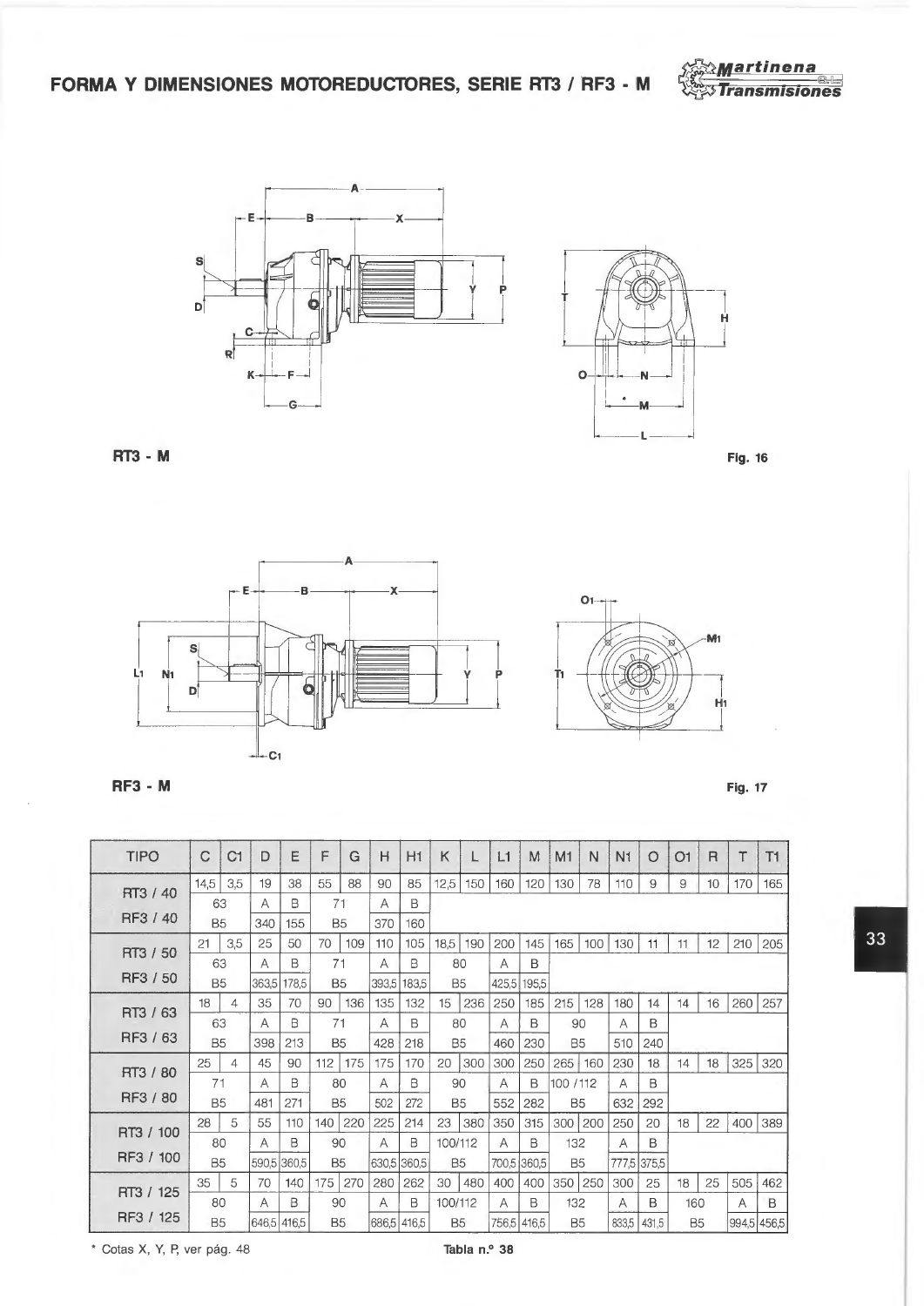# FORMA Y DIMENSIONES MOTOREDUCTORES, SERIE RT3 / RF3 - M

**RT3 - M**

Fig. 16

**RF3 - M**

Fig. 17

| TIPO | C | C1 | D | E | F | G | H | H1 | K | L | L1 | M | M1 | N | N1 | O | O1 | R | T | T1 |
|---|---|---|---|---|---|---|---|---|---|---|---|---|---|---|---|---|---|---|---|---|
| RT3 / 40 | 14,5 | 3,5 | 19 | 38 | 55 | 88 | 90 | 85 | 12,5 | 150 | 160 | 120 | 130 | 78 | 110 | 9 | 9 | 10 | 170 | 165 |
| | 63 | | A | B | 71 | | A | B | | | | | | | | | | | | |
| RF3 / 40 | B5 | | 340 | 155 | B5 | | 370 | 160 | | | | | | | | | | | | |
| RT3 / 50 | 21 | 3,5 | 25 | 50 | 70 | 109 | 110 | 105 | 18,5 | 190 | 200 | 145 | 165 | 100 | 130 | 11 | 11 | 12 | 210 | 205 |
| | 63 | | A | B | 71 | | A | B | 80 | | A | B | | | | | | | | |
| RF3 / 50 | B5 | | 363,5 | 178,5 | B5 | | 393,5 | 183,5 | B5 | | 425,5 | 195,5 | | | | | | | | |
| RT3 / 63 | 18 | 4 | 35 | 70 | 90 | 136 | 135 | 132 | 15 | 236 | 250 | 185 | 215 | 128 | 180 | 14 | 14 | 16 | 260 | 257 |
| | 63 | | A | B | 71 | | A | B | 80 | | A | B | 90 | | A | B | | | | |
| RF3 / 63 | B5 | | 398 | 213 | B5 | | 428 | 218 | B5 | | 460 | 230 | B5 | | 510 | 240 | | | | |
| RT3 / 80 | 25 | 4 | 45 | 90 | 112 | 175 | 175 | 170 | 20 | 300 | 300 | 250 | 265 | 160 | 230 | 18 | 14 | 18 | 325 | 320 |
| | 71 | | A | B | 80 | | A | B | 90 | | A | B | 100 / 112 | | A | B | | | | |
| RF3 / 80 | B5 | | 481 | 271 | B5 | | 502 | 272 | B5 | | 552 | 282 | B5 | | 632 | 292 | | | | |
| RT3 / 100 | 28 | 5 | 55 | 110 | 140 | 220 | 225 | 214 | 23 | 380 | 350 | 315 | 300 | 200 | 250 | 20 | 18 | 22 | 400 | 389 |
| | 80 | | A | B | 90 | | A | B | 100/112 | | A | B | 132 | | A | B | | | | |
| RF3 / 100 | B5 | | 590,5 | 360,5 | B5 | | 630,5 | 360,5 | B5 | | 700,5 | 360,5 | B5 | | 777,5 | 375,5 | | | | |
| RT3 / 125 | 35 | 5 | 70 | 140 | 175 | 270 | 280 | 262 | 30 | 480 | 400 | 400 | 350 | 250 | 300 | 25 | 18 | 25 | 505 | 462 |
| | 80 | | A | B | 90 | | A | B | 100/112 | | A | B | 132 | | A | B | 160 | | A | B |
| RF3 / 125 | B5 | | 646,5 | 416,5 | B5 | | 686,5 | 416,5 | B5 | | 756,5 | 416,5 | B5 | | 833,5 | 431,5 | B5 | | 994,5 | 456,5 |

* Cotas X, Y, P, ver pág. 48

Tabla n.º 38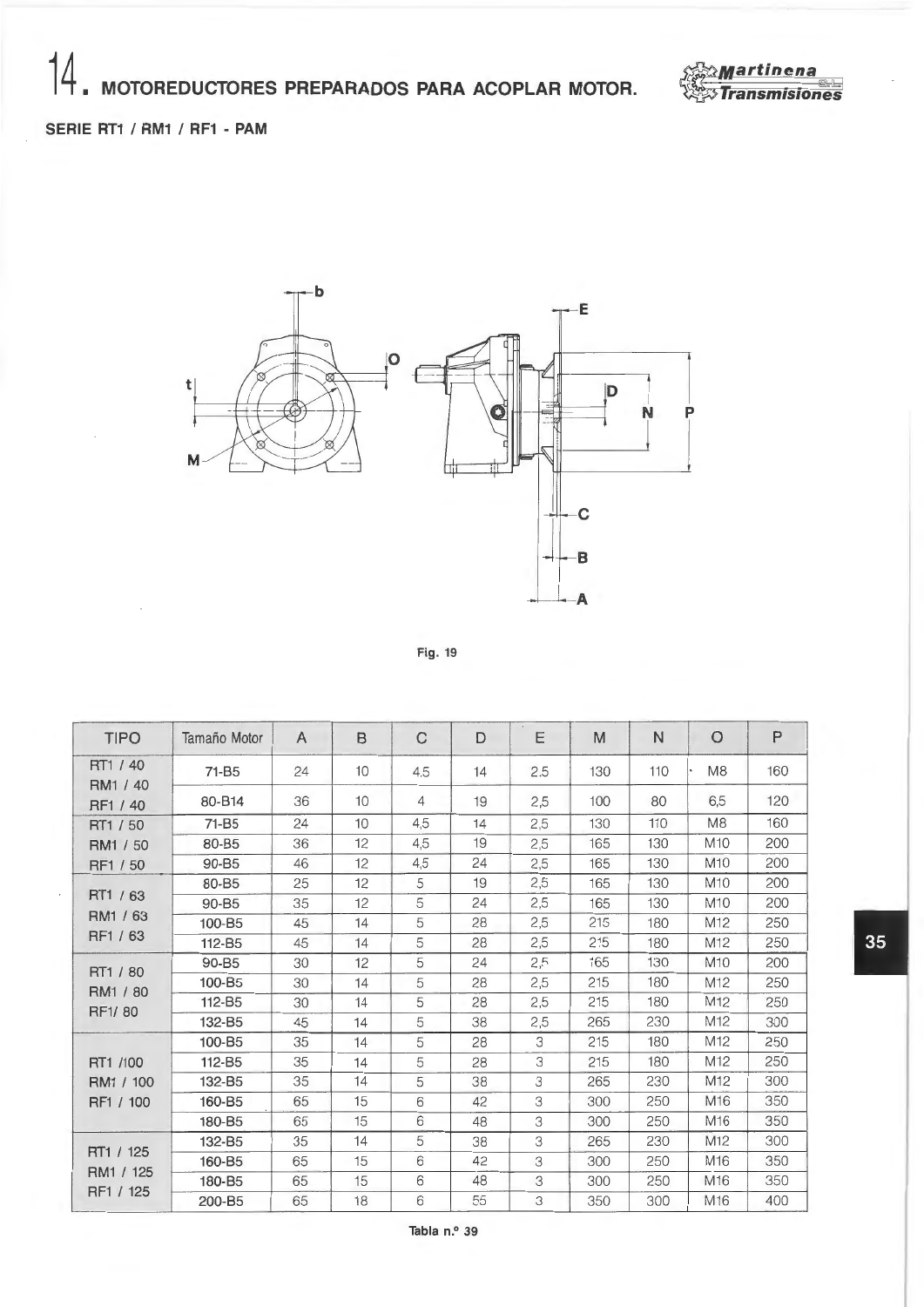# 14. MOTOREDUCTORES PREPARADOS PARA ACOPLAR MOTOR.

**SERIE RT1 / RM1 / RF1 - PAM**

Fig. 19

| TIPO | Tamaño Motor | A | B | C | D | E | M | N | O | P |
|---|---|---|---|---|---|---|---|---|---|---|
| RT1 / 40<br>RM1 / 40<br>RF1 / 40 | 71-B5 | 24 | 10 | 4,5 | 14 | 2,5 | 130 | 110 | M8 | 160 |
| | 80-B14 | 36 | 10 | 4 | 19 | 2,5 | 100 | 80 | 6,5 | 120 |
| RT1 / 50<br>RM1 / 50<br>RF1 / 50 | 71-B5 | 24 | 10 | 4,5 | 14 | 2,5 | 130 | 110 | M8 | 160 |
| | 80-B5 | 36 | 12 | 4,5 | 19 | 2,5 | 165 | 130 | M10 | 200 |
| | 90-B5 | 46 | 12 | 4,5 | 24 | 2,5 | 165 | 130 | M10 | 200 |
| RT1 / 63<br>RM1 / 63<br>RF1 / 63 | 80-B5 | 25 | 12 | 5 | 19 | 2,5 | 165 | 130 | M10 | 200 |
| | 90-B5 | 35 | 12 | 5 | 24 | 2,5 | 165 | 130 | M10 | 200 |
| | 100-B5 | 45 | 14 | 5 | 28 | 2,5 | 215 | 180 | M12 | 250 |
| | 112-B5 | 45 | 14 | 5 | 28 | 2,5 | 215 | 180 | M12 | 250 |
| RT1 / 80<br>RM1 / 80<br>RF1/ 80 | 90-B5 | 30 | 12 | 5 | 24 | 2,5 | 165 | 130 | M10 | 200 |
| | 100-B5 | 30 | 14 | 5 | 28 | 2,5 | 215 | 180 | M12 | 250 |
| | 112-B5 | 30 | 14 | 5 | 28 | 2,5 | 215 | 180 | M12 | 250 |
| | 132-B5 | 45 | 14 | 5 | 38 | 2,5 | 265 | 230 | M12 | 300 |
| RT1 /100<br>RM1 / 100<br>RF1 / 100 | 100-B5 | 35 | 14 | 5 | 28 | 3 | 215 | 180 | M12 | 250 |
| | 112-B5 | 35 | 14 | 5 | 28 | 3 | 215 | 180 | M12 | 250 |
| | 132-B5 | 35 | 14 | 5 | 38 | 3 | 265 | 230 | M12 | 300 |
| | 160-B5 | 65 | 15 | 6 | 42 | 3 | 300 | 250 | M16 | 350 |
| | 180-B5 | 65 | 15 | 6 | 48 | 3 | 300 | 250 | M16 | 350 |
| RT1 / 125<br>RM1 / 125<br>RF1 / 125 | 132-B5 | 35 | 14 | 5 | 38 | 3 | 265 | 230 | M12 | 300 |
| | 160-B5 | 65 | 15 | 6 | 42 | 3 | 300 | 250 | M16 | 350 |
| | 180-B5 | 65 | 15 | 6 | 48 | 3 | 300 | 250 | M16 | 350 |
| | 200-B5 | 65 | 18 | 6 | 55 | 3 | 350 | 300 | M16 | 400 |

Tabla n.º 39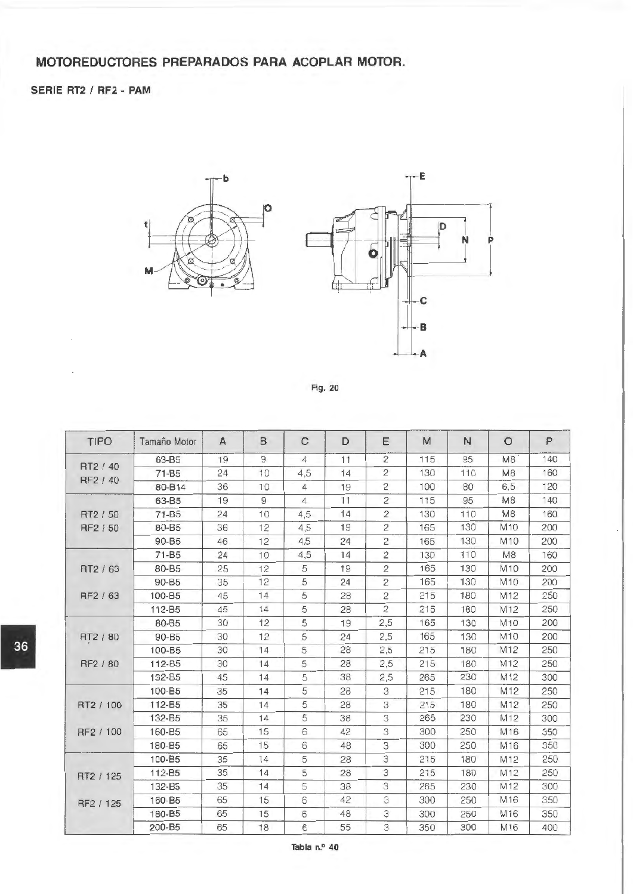## MOTOREDUCTORES PREPARADOS PARA ACOPLAR MOTOR.

### SERIE RT2 / RF2 - PAM

Fig. 20

| TIPO | Tamaño Motor | A | B | C | D | E | M | N | O | P |
|---|---|---|---|---|---|---|---|---|---|---|
| RT2 / 40 RF2 / 40 | 63-B5 | 19 | 9 | 4 | 11 | 2 | 115 | 95 | M8 | 140 |
| | 71-B5 | 24 | 10 | 4,5 | 14 | 2 | 130 | 110 | M8 | 160 |
| | 80-B14 | 36 | 10 | 4 | 19 | 2 | 100 | 80 | 6,5 | 120 |
| RT2 / 50 RF2 / 50 | 63-B5 | 19 | 9 | 4 | 11 | 2 | 115 | 95 | M8 | 140 |
| | 71-B5 | 24 | 10 | 4,5 | 14 | 2 | 130 | 110 | M8 | 160 |
| | 80-B5 | 36 | 12 | 4,5 | 19 | 2 | 165 | 130 | M10 | 200 |
| | 90-B5 | 46 | 12 | 4,5 | 24 | 2 | 165 | 130 | M10 | 200 |
| RT2 / 63 RF2 / 63 | 71-B5 | 24 | 10 | 4,5 | 14 | 2 | 130 | 110 | M8 | 160 |
| | 80-B5 | 25 | 12 | 5 | 19 | 2 | 165 | 130 | M10 | 200 |
| | 90-B5 | 35 | 12 | 5 | 24 | 2 | 165 | 130 | M10 | 200 |
| | 100-B5 | 45 | 14 | 5 | 28 | 2 | 215 | 180 | M12 | 250 |
| | 112-B5 | 45 | 14 | 5 | 28 | 2 | 215 | 180 | M12 | 250 |
| RT2 / 80 RF2 / 80 | 80-B5 | 30 | 12 | 5 | 19 | 2,5 | 165 | 130 | M10 | 200 |
| | 90-B5 | 30 | 12 | 5 | 24 | 2,5 | 165 | 130 | M10 | 200 |
| | 100-B5 | 30 | 14 | 5 | 28 | 2,5 | 215 | 180 | M12 | 250 |
| | 112-B5 | 30 | 14 | 5 | 28 | 2,5 | 215 | 180 | M12 | 250 |
| | 132-B5 | 45 | 14 | 5 | 38 | 2,5 | 265 | 230 | M12 | 300 |
| RT2 / 100 RF2 / 100 | 100-B5 | 35 | 14 | 5 | 28 | 3 | 215 | 180 | M12 | 250 |
| | 112-B5 | 35 | 14 | 5 | 28 | 3 | 215 | 180 | M12 | 250 |
| | 132-B5 | 35 | 14 | 5 | 38 | 3 | 265 | 230 | M12 | 300 |
| | 160-B5 | 65 | 15 | 6 | 42 | 3 | 300 | 250 | M16 | 350 |
| | 180-B5 | 65 | 15 | 6 | 48 | 3 | 300 | 250 | M16 | 350 |
| RT2 / 125 RF2 / 125 | 100-B5 | 35 | 14 | 5 | 28 | 3 | 215 | 180 | M12 | 250 |
| | 112-B5 | 35 | 14 | 5 | 28 | 3 | 215 | 180 | M12 | 250 |
| | 132-B5 | 35 | 14 | 5 | 38 | 3 | 265 | 230 | M12 | 300 |
| | 160-B5 | 65 | 15 | 6 | 42 | 3 | 300 | 250 | M16 | 350 |
| | 180-B5 | 65 | 15 | 6 | 48 | 3 | 300 | 250 | M16 | 350 |
| | 200-B5 | 65 | 18 | 6 | 55 | 3 | 350 | 300 | M16 | 400 |

Tabla n.º 40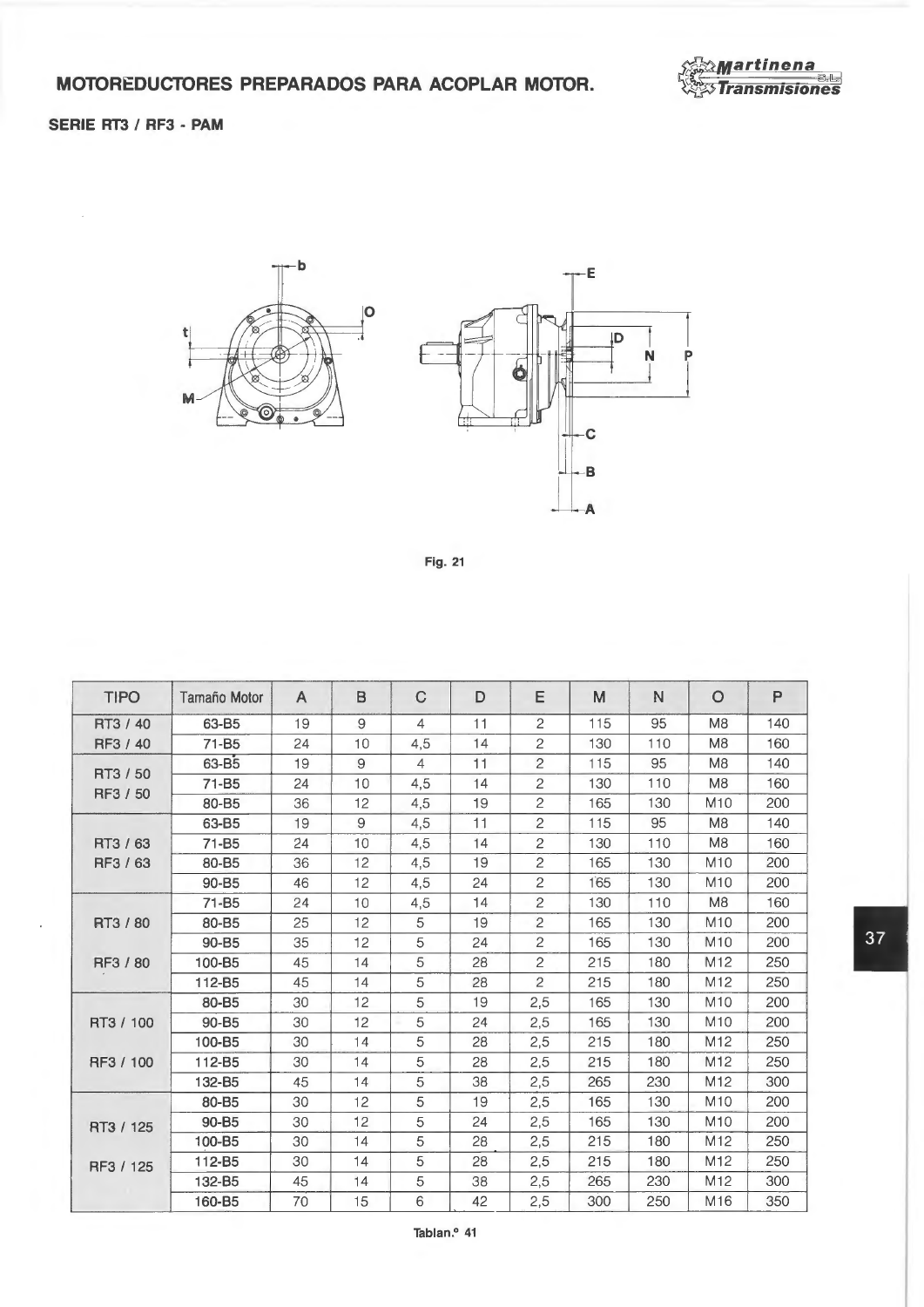# MOTOREDUCTORES PREPARADOS PARA ACOPLAR MOTOR.

**SERIE RT3 / RF3 - PAM**

b

O

t

M

E

D

N

P

C

B

A

Fig. 21

| TIPO | Tamaño Motor | A | B | C | D | E | M | N | O | P |
|---|---|---|---|---|---|---|---|---|---|---|
| RT3 / 40 | 63-B5 | 19 | 9 | 4 | 11 | 2 | 115 | 95 | M8 | 140 |
| RF3 / 40 | 71-B5 | 24 | 10 | 4,5 | 14 | 2 | 130 | 110 | M8 | 160 |
| RT3 / 50 | 63-B5 | 19 | 9 | 4 | 11 | 2 | 115 | 95 | M8 | 140 |
| RF3 / 50 | 71-B5 | 24 | 10 | 4,5 | 14 | 2 | 130 | 110 | M8 | 160 |
| | 80-B5 | 36 | 12 | 4,5 | 19 | 2 | 165 | 130 | M10 | 200 |
| RT3 / 63 | 63-B5 | 19 | 9 | 4,5 | 11 | 2 | 115 | 95 | M8 | 140 |
| RF3 / 63 | 71-B5 | 24 | 10 | 4,5 | 14 | 2 | 130 | 110 | M8 | 160 |
| | 80-B5 | 36 | 12 | 4,5 | 19 | 2 | 165 | 130 | M10 | 200 |
| | 90-B5 | 46 | 12 | 4,5 | 24 | 2 | 165 | 130 | M10 | 200 |
| RT3 / 80 | 71-B5 | 24 | 10 | 4,5 | 14 | 2 | 130 | 110 | M8 | 160 |
| | 80-B5 | 25 | 12 | 5 | 19 | 2 | 165 | 130 | M10 | 200 |
| | 90-B5 | 35 | 12 | 5 | 24 | 2 | 165 | 130 | M10 | 200 |
| RF3 / 80 | 100-B5 | 45 | 14 | 5 | 28 | 2 | 215 | 180 | M12 | 250 |
| | 112-B5 | 45 | 14 | 5 | 28 | 2 | 215 | 180 | M12 | 250 |
| RT3 / 100 | 80-B5 | 30 | 12 | 5 | 19 | 2,5 | 165 | 130 | M10 | 200 |
| | 90-B5 | 30 | 12 | 5 | 24 | 2,5 | 165 | 130 | M10 | 200 |
| | 100-B5 | 30 | 14 | 5 | 28 | 2,5 | 215 | 180 | M12 | 250 |
| RF3 / 100 | 112-B5 | 30 | 14 | 5 | 28 | 2,5 | 215 | 180 | M12 | 250 |
| | 132-B5 | 45 | 14 | 5 | 38 | 2,5 | 265 | 230 | M12 | 300 |
| RT3 / 125 | 80-B5 | 30 | 12 | 5 | 19 | 2,5 | 165 | 130 | M10 | 200 |
| | 90-B5 | 30 | 12 | 5 | 24 | 2,5 | 165 | 130 | M10 | 200 |
| | 100-B5 | 30 | 14 | 5 | 28 | 2,5 | 215 | 180 | M12 | 250 |
| RF3 / 125 | 112-B5 | 30 | 14 | 5 | 28 | 2,5 | 215 | 180 | M12 | 250 |
| | 132-B5 | 45 | 14 | 5 | 38 | 2,5 | 265 | 230 | M12 | 300 |
| | 160-B5 | 70 | 15 | 6 | 42 | 2,5 | 300 | 250 | M16 | 350 |

Tabla n.º 41